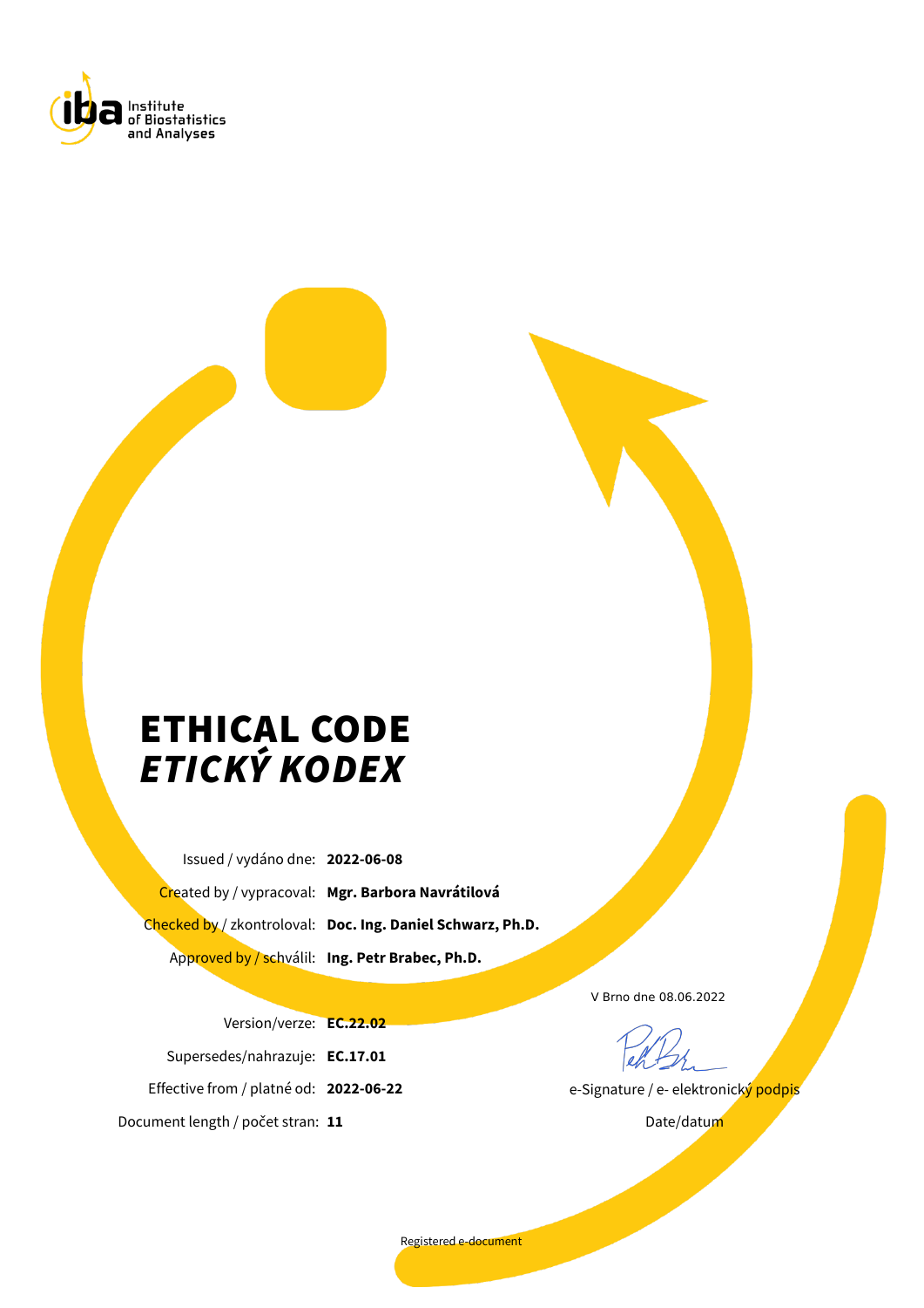Institute of Biostatistics and Analyses

# ETHICAL CODE
# *ETICKÝ KODEX*

| | |
|---|---|
| Issued / vydáno dne: | **2022-06-08** |
| Created by / vypracoval: | **Mgr. Barbora Navrátilová** |
| Checked by / zkontroloval: | **Doc. Ing. Daniel Schwarz, Ph.D.** |
| Approved by / schválil: | **Ing. Petr Brabec, Ph.D.** |

| | |
|---|---|
| Version/verze: | **EC.22.02** |
| Supersedes/nahrazuje: | **EC.17.01** |
| Effective from / platné od: | **2022-06-22** |
| Document length / počet stran: | **11** |

V Brno dne 08.06.2022

e-Signature / e- elektronický podpis

Date/datum

Registered e-document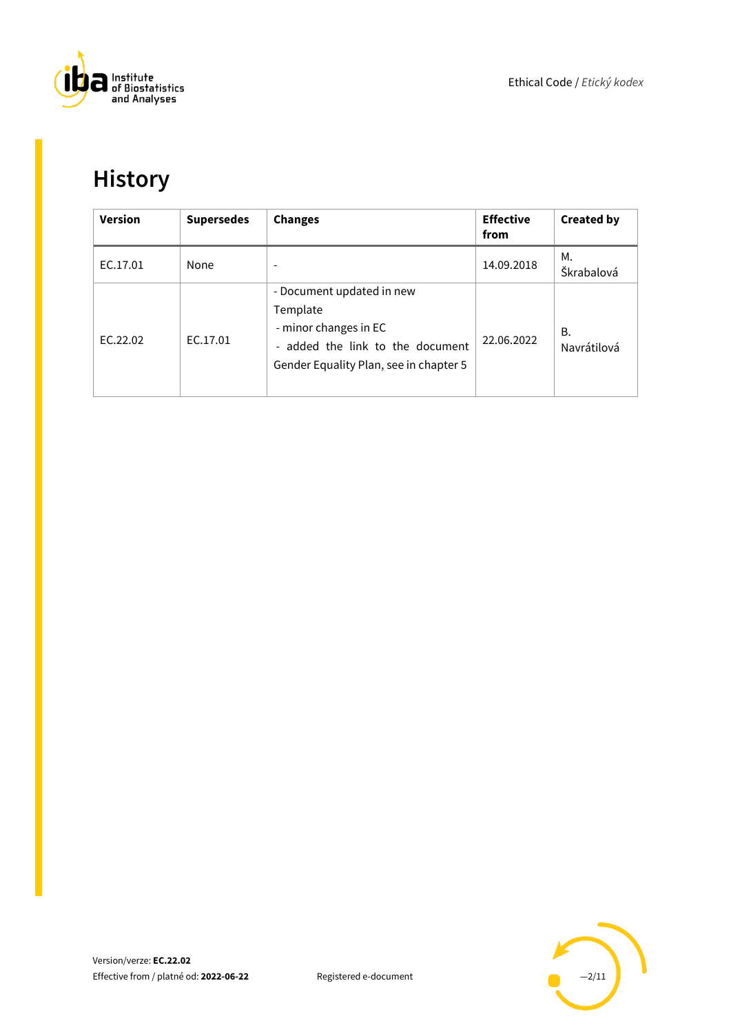# History

| Version | Supersedes | Changes | Effective from | Created by |
|---|---|---|---|---|
| EC.17.01 | None | - | 14.09.2018 | M. Škrabalová |
| EC.22.02 | EC.17.01 | - Document updated in new Template<br>- minor changes in EC<br>- added the link to the document Gender Equality Plan, see in chapter 5 | 22.06.2022 | B. Navrátilová |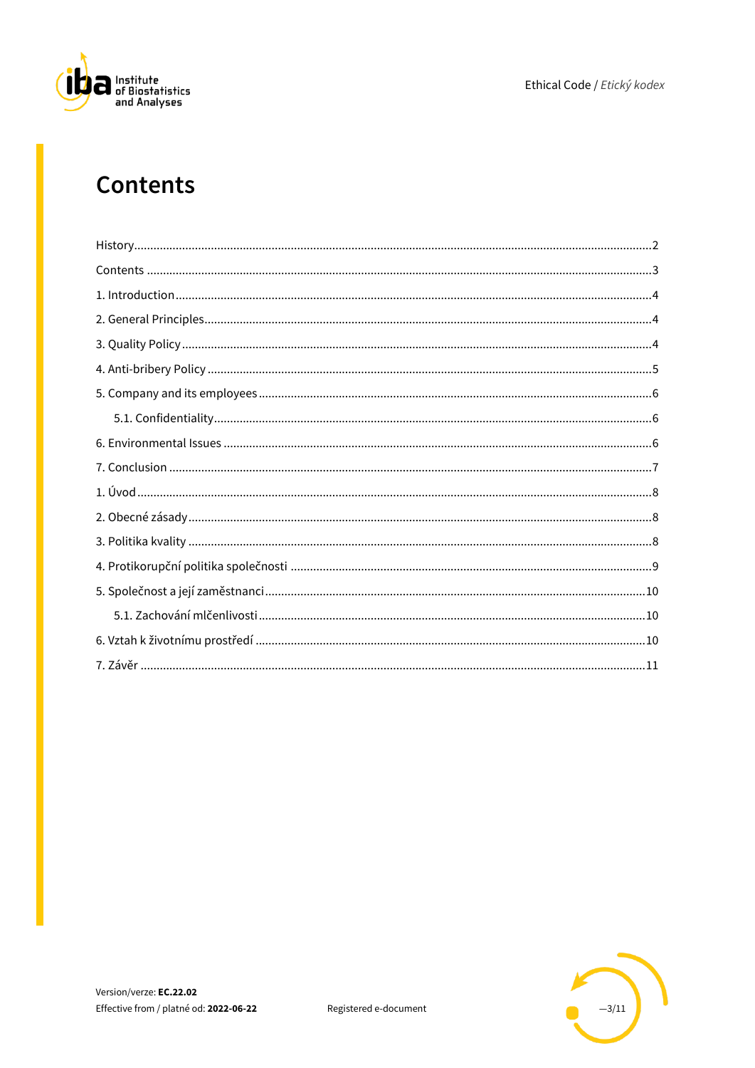# Contents

History ........................................................................................................................................................2

Contents .......................................................................................................................................................3

1. Introduction ..............................................................................................................................................4

2. General Principles .....................................................................................................................................4

3. Quality Policy ............................................................................................................................................4

4. Anti-bribery Policy ....................................................................................................................................5

5. Company and its employees ....................................................................................................................6

  5.1. Confidentiality .....................................................................................................................................6

6. Environmental Issues ...............................................................................................................................6

7. Conclusion ................................................................................................................................................7

1. Úvod ...........................................................................................................................................................8

2. Obecné zásady ..........................................................................................................................................8

3. Politika kvality ...........................................................................................................................................8

4. Protikorupční politika společnosti ...........................................................................................................9

5. Společnost a její zaměstnanci ..................................................................................................................10

  5.1. Zachování mlčenlivosti .......................................................................................................................10

6. Vztah k životnímu prostředí .....................................................................................................................10

7. Závěr .........................................................................................................................................................11

Version/verze: **EC.22.02**
Effective from / platné od: **2022-06-22**

Registered e-document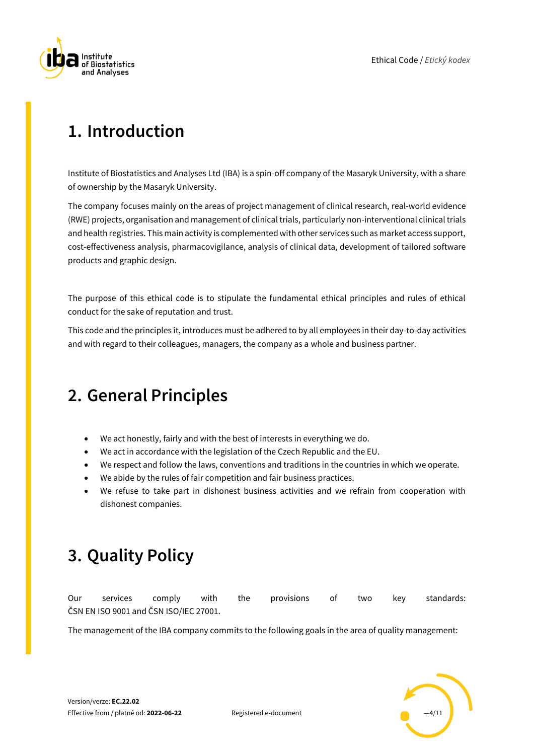# 1. Introduction

Institute of Biostatistics and Analyses Ltd (IBA) is a spin-off company of the Masaryk University, with a share of ownership by the Masaryk University.

The company focuses mainly on the areas of project management of clinical research, real-world evidence (RWE) projects, organisation and management of clinical trials, particularly non-interventional clinical trials and health registries. This main activity is complemented with other services such as market access support, cost-effectiveness analysis, pharmacovigilance, analysis of clinical data, development of tailored software products and graphic design.

The purpose of this ethical code is to stipulate the fundamental ethical principles and rules of ethical conduct for the sake of reputation and trust.

This code and the principles it, introduces must be adhered to by all employees in their day-to-day activities and with regard to their colleagues, managers, the company as a whole and business partner.

# 2. General Principles

- We act honestly, fairly and with the best of interests in everything we do.
- We act in accordance with the legislation of the Czech Republic and the EU.
- We respect and follow the laws, conventions and traditions in the countries in which we operate.
- We abide by the rules of fair competition and fair business practices.
- We refuse to take part in dishonest business activities and we refrain from cooperation with dishonest companies.

# 3. Quality Policy

Our services comply with the provisions of two key standards: ČSN EN ISO 9001 and ČSN ISO/IEC 27001.

The management of the IBA company commits to the following goals in the area of quality management: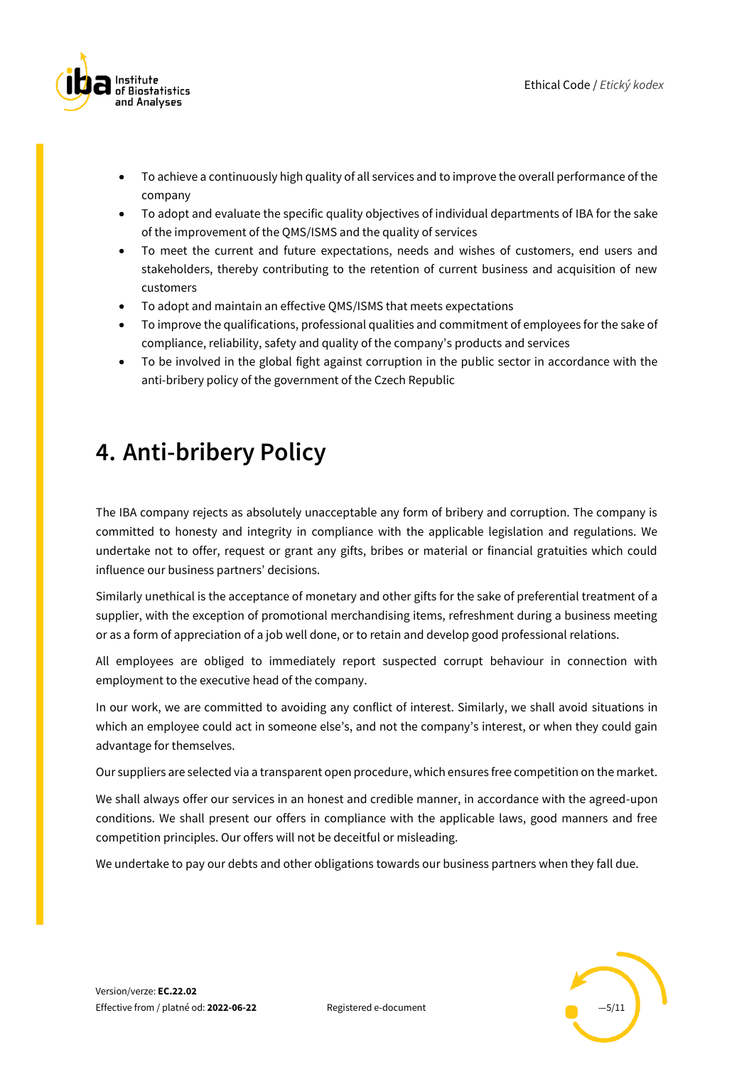- To achieve a continuously high quality of all services and to improve the overall performance of the company
- To adopt and evaluate the specific quality objectives of individual departments of IBA for the sake of the improvement of the QMS/ISMS and the quality of services
- To meet the current and future expectations, needs and wishes of customers, end users and stakeholders, thereby contributing to the retention of current business and acquisition of new customers
- To adopt and maintain an effective QMS/ISMS that meets expectations
- To improve the qualifications, professional qualities and commitment of employees for the sake of compliance, reliability, safety and quality of the company's products and services
- To be involved in the global fight against corruption in the public sector in accordance with the anti-bribery policy of the government of the Czech Republic

# 4. Anti-bribery Policy

The IBA company rejects as absolutely unacceptable any form of bribery and corruption. The company is committed to honesty and integrity in compliance with the applicable legislation and regulations. We undertake not to offer, request or grant any gifts, bribes or material or financial gratuities which could influence our business partners' decisions.

Similarly unethical is the acceptance of monetary and other gifts for the sake of preferential treatment of a supplier, with the exception of promotional merchandising items, refreshment during a business meeting or as a form of appreciation of a job well done, or to retain and develop good professional relations.

All employees are obliged to immediately report suspected corrupt behaviour in connection with employment to the executive head of the company.

In our work, we are committed to avoiding any conflict of interest. Similarly, we shall avoid situations in which an employee could act in someone else's, and not the company's interest, or when they could gain advantage for themselves.

Our suppliers are selected via a transparent open procedure, which ensures free competition on the market.

We shall always offer our services in an honest and credible manner, in accordance with the agreed-upon conditions. We shall present our offers in compliance with the applicable laws, good manners and free competition principles. Our offers will not be deceitful or misleading.

We undertake to pay our debts and other obligations towards our business partners when they fall due.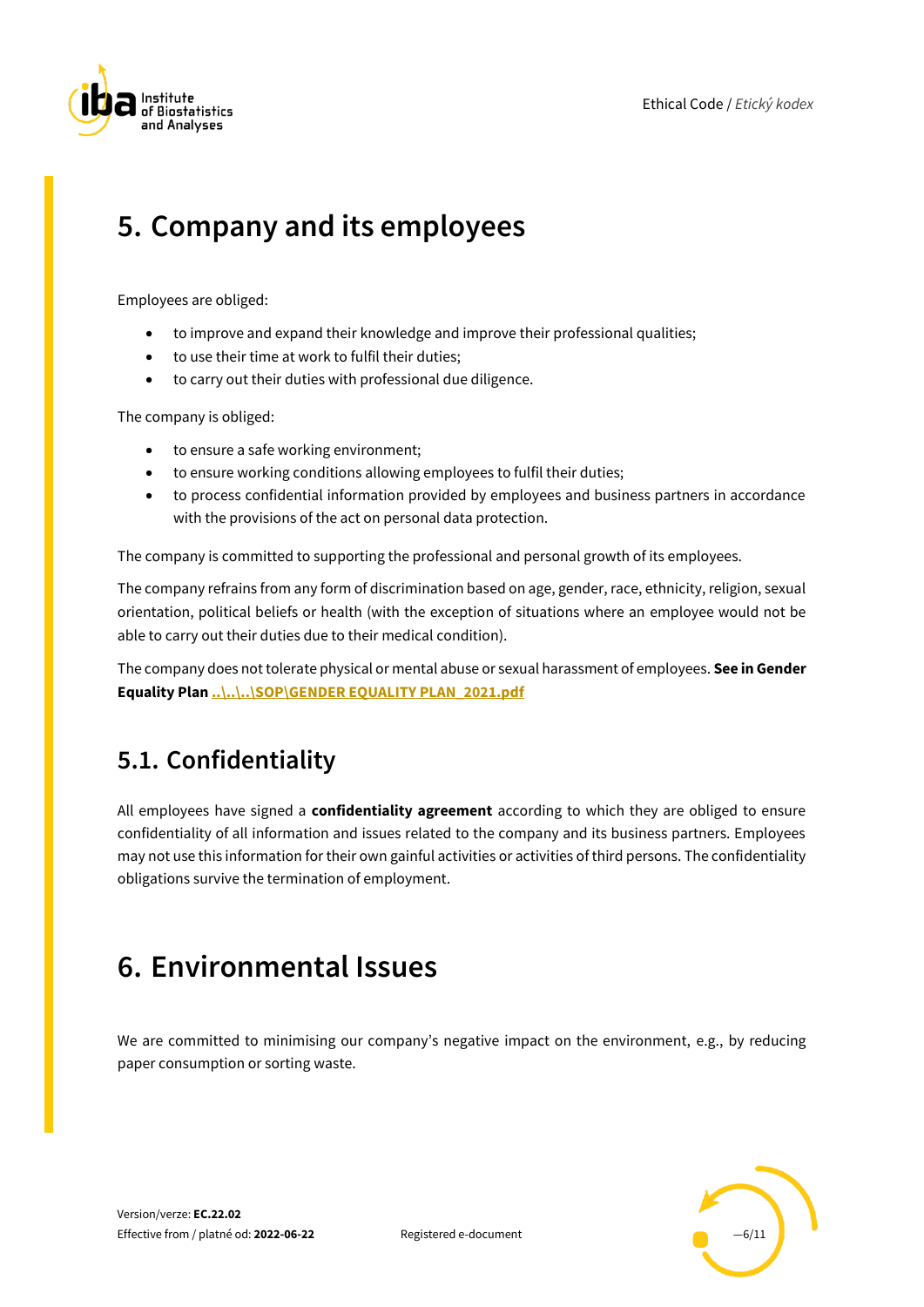# 5. Company and its employees

Employees are obliged:

- to improve and expand their knowledge and improve their professional qualities;
- to use their time at work to fulfil their duties;
- to carry out their duties with professional due diligence.

The company is obliged:

- to ensure a safe working environment;
- to ensure working conditions allowing employees to fulfil their duties;
- to process confidential information provided by employees and business partners in accordance with the provisions of the act on personal data protection.

The company is committed to supporting the professional and personal growth of its employees.

The company refrains from any form of discrimination based on age, gender, race, ethnicity, religion, sexual orientation, political beliefs or health (with the exception of situations where an employee would not be able to carry out their duties due to their medical condition).

The company does not tolerate physical or mental abuse or sexual harassment of employees. **See in Gender Equality Plan ..\..\..\SOP\GENDER EQUALITY PLAN_2021.pdf**

## 5.1. Confidentiality

All employees have signed a **confidentiality agreement** according to which they are obliged to ensure confidentiality of all information and issues related to the company and its business partners. Employees may not use this information for their own gainful activities or activities of third persons. The confidentiality obligations survive the termination of employment.

# 6. Environmental Issues

We are committed to minimising our company's negative impact on the environment, e.g., by reducing paper consumption or sorting waste.

Version/verze: **EC.22.02**
Effective from / platné od: **2022-06-22**
Registered e-document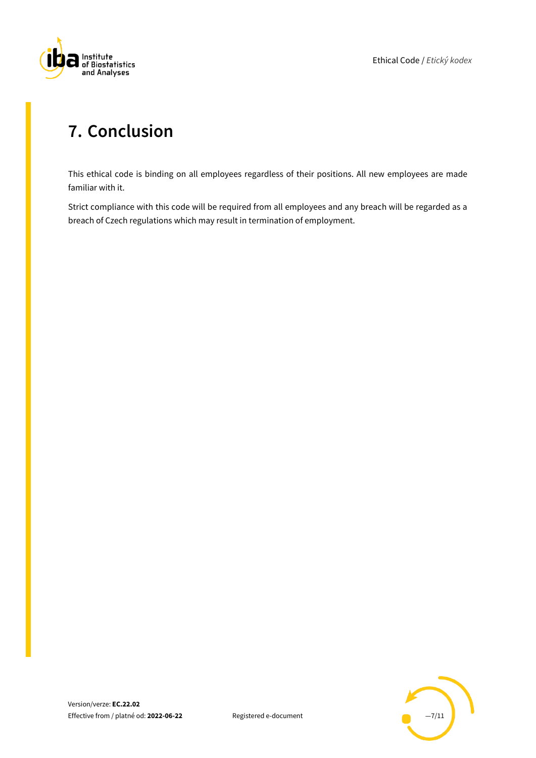# 7. Conclusion

This ethical code is binding on all employees regardless of their positions. All new employees are made familiar with it.

Strict compliance with this code will be required from all employees and any breach will be regarded as a breach of Czech regulations which may result in termination of employment.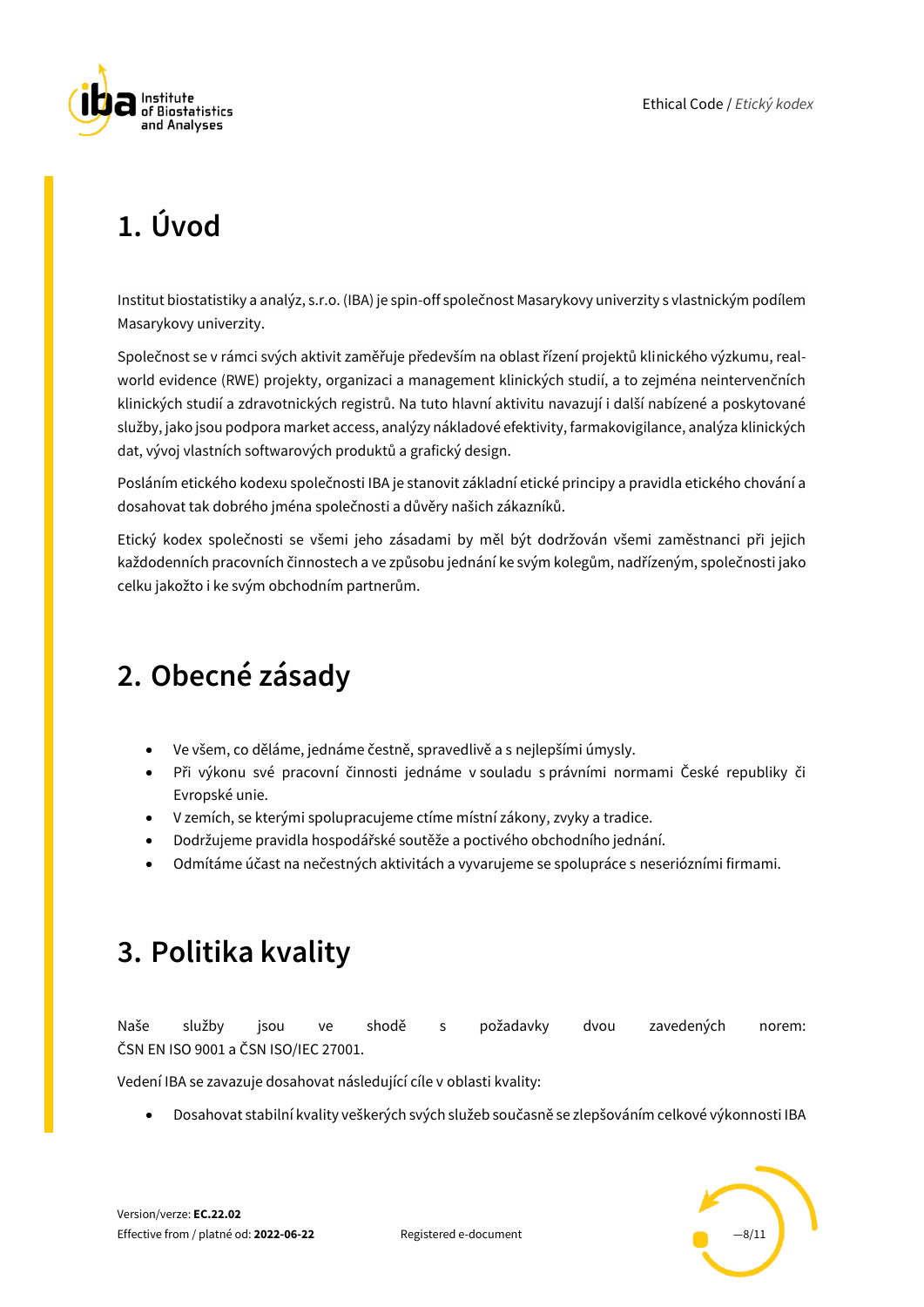# 1. Úvod

Institut biostatistiky a analýz, s.r.o. (IBA) je spin-off společnost Masarykovy univerzity s vlastnickým podílem Masarykovy univerzity.

Společnost se v rámci svých aktivit zaměřuje především na oblast řízení projektů klinického výzkumu, real-world evidence (RWE) projekty, organizaci a management klinických studií, a to zejména neintervenčních klinických studií a zdravotnických registrů. Na tuto hlavní aktivitu navazují i další nabízené a poskytované služby, jako jsou podpora market access, analýzy nákladové efektivity, farmakovigilance, analýza klinických dat, vývoj vlastních softwarových produktů a grafický design.

Posláním etického kodexu společnosti IBA je stanovit základní etické principy a pravidla etického chování a dosahovat tak dobrého jména společnosti a důvěry našich zákazníků.

Etický kodex společnosti se všemi jeho zásadami by měl být dodržován všemi zaměstnanci při jejich každodenních pracovních činnostech a ve způsobu jednání ke svým kolegům, nadřízeným, společnosti jako celku jakožto i ke svým obchodním partnerům.

# 2. Obecné zásady

- Ve všem, co děláme, jednáme čestně, spravedlivě a s nejlepšími úmysly.
- Při výkonu své pracovní činnosti jednáme v souladu s právními normami České republiky či Evropské unie.
- V zemích, se kterými spolupracujeme ctíme místní zákony, zvyky a tradice.
- Dodržujeme pravidla hospodářské soutěže a poctivého obchodního jednání.
- Odmítáme účast na nečestných aktivitách a vyvarujeme se spolupráce s neseriózními firmami.

# 3. Politika kvality

Naše služby jsou ve shodě s požadavky dvou zavedených norem: ČSN EN ISO 9001 a ČSN ISO/IEC 27001.

Vedení IBA se zavazuje dosahovat následující cíle v oblasti kvality:

- Dosahovat stabilní kvality veškerých svých služeb současně se zlepšováním celkové výkonnosti IBA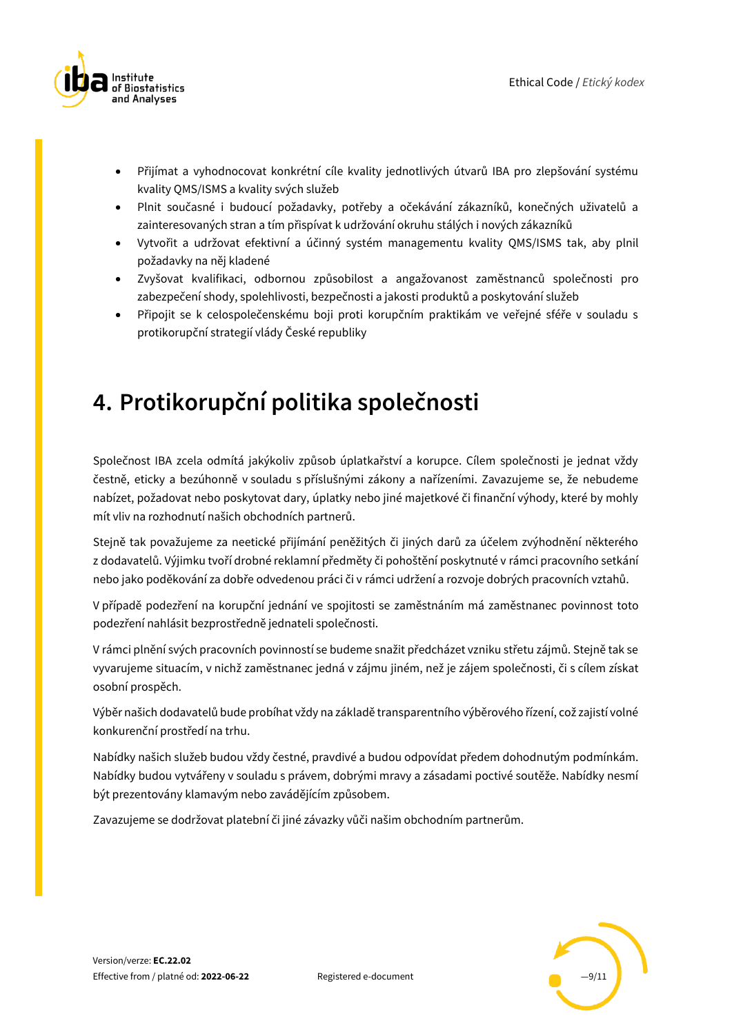- Přijímat a vyhodnocovat konkrétní cíle kvality jednotlivých útvarů IBA pro zlepšování systému kvality QMS/ISMS a kvality svých služeb
- Plnit současné i budoucí požadavky, potřeby a očekávání zákazníků, konečných uživatelů a zainteresovaných stran a tím přispívat k udržování okruhu stálých i nových zákazníků
- Vytvořit a udržovat efektivní a účinný systém managementu kvality QMS/ISMS tak, aby plnil požadavky na něj kladené
- Zvyšovat kvalifikaci, odbornou způsobilost a angažovanost zaměstnanců společnosti pro zabezpečení shody, spolehlivosti, bezpečnosti a jakosti produktů a poskytování služeb
- Připojit se k celospolečenskému boji proti korupčním praktikám ve veřejné sféře v souladu s protikorupční strategií vlády České republiky

# 4. Protikorupční politika společnosti

Společnost IBA zcela odmítá jakýkoliv způsob úplatkařství a korupce. Cílem společnosti je jednat vždy čestně, eticky a bezúhonně v souladu s příslušnými zákony a nařízeními. Zavazujeme se, že nebudeme nabízet, požadovat nebo poskytovat dary, úplatky nebo jiné majetkové či finanční výhody, které by mohly mít vliv na rozhodnutí našich obchodních partnerů.

Stejně tak považujeme za neetické přijímání peněžitých či jiných darů za účelem zvýhodnění některého z dodavatelů. Výjimku tvoří drobné reklamní předměty či pohoštění poskytnuté v rámci pracovního setkání nebo jako poděkování za dobře odvedenou práci či v rámci udržení a rozvoje dobrých pracovních vztahů.

V případě podezření na korupční jednání ve spojitosti se zaměstnáním má zaměstnanec povinnost toto podezření nahlásit bezprostředně jednateli společnosti.

V rámci plnění svých pracovních povinností se budeme snažit předcházet vzniku střetu zájmů. Stejně tak se vyvarujeme situacím, v nichž zaměstnanec jedná v zájmu jiném, než je zájem společnosti, či s cílem získat osobní prospěch.

Výběr našich dodavatelů bude probíhat vždy na základě transparentního výběrového řízení, což zajistí volné konkurenční prostředí na trhu.

Nabídky našich služeb budou vždy čestné, pravdivé a budou odpovídat předem dohodnutým podmínkám. Nabídky budou vytvářeny v souladu s právem, dobrými mravy a zásadami poctivé soutěže. Nabídky nesmí být prezentovány klamavým nebo zavádějícím způsobem.

Zavazujeme se dodržovat platební či jiné závazky vůči našim obchodním partnerům.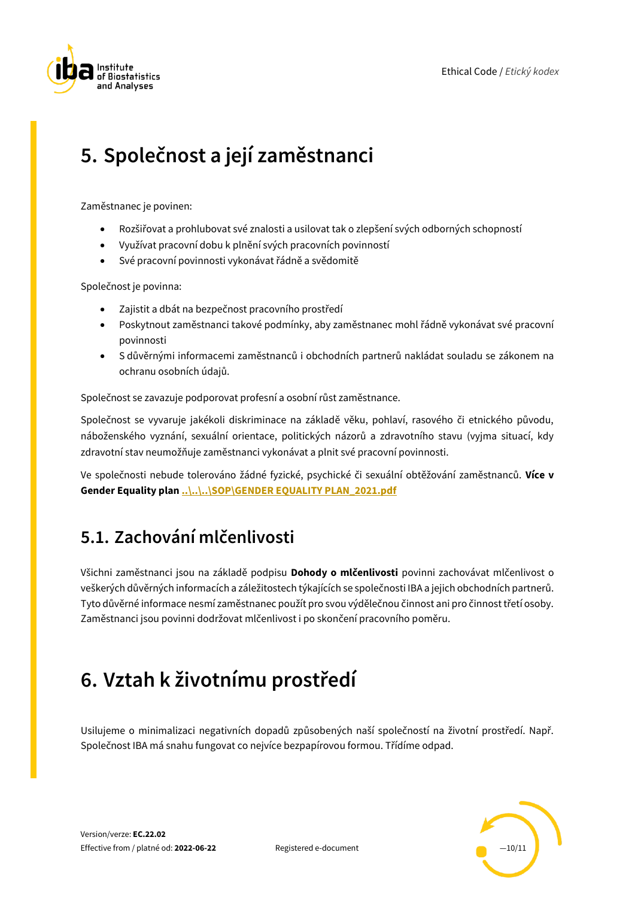# 5. Společnost a její zaměstnanci

Zaměstnanec je povinen:

- Rozšiřovat a prohlubovat své znalosti a usilovat tak o zlepšení svých odborných schopností
- Využívat pracovní dobu k plnění svých pracovních povinností
- Své pracovní povinnosti vykonávat řádně a svědomitě

Společnost je povinna:

- Zajistit a dbát na bezpečnost pracovního prostředí
- Poskytnout zaměstnanci takové podmínky, aby zaměstnanec mohl řádně vykonávat své pracovní povinnosti
- S důvěrnými informacemi zaměstnanců i obchodních partnerů nakládat souladu se zákonem na ochranu osobních údajů.

Společnost se zavazuje podporovat profesní a osobní růst zaměstnance.

Společnost se vyvaruje jakékoli diskriminace na základě věku, pohlaví, rasového či etnického původu, náboženského vyznání, sexuální orientace, politických názorů a zdravotního stavu (vyjma situací, kdy zdravotní stav neumožňuje zaměstnanci vykonávat a plnit své pracovní povinnosti.

Ve společnosti nebude tolerováno žádné fyzické, psychické či sexuální obtěžování zaměstnanců. **Více v Gender Equality plan** **..\..\..\SOP\GENDER EQUALITY PLAN_2021.pdf**

## 5.1. Zachování mlčenlivosti

Všichni zaměstnanci jsou na základě podpisu **Dohody o mlčenlivosti** povinni zachovávat mlčenlivost o veškerých důvěrných informacích a záležitostech týkajících se společnosti IBA a jejich obchodních partnerů. Tyto důvěrné informace nesmí zaměstnanec použít pro svou výdělečnou činnost ani pro činnost třetí osoby. Zaměstnanci jsou povinni dodržovat mlčenlivost i po skončení pracovního poměru.

# 6. Vztah k životnímu prostředí

Usilujeme o minimalizaci negativních dopadů způsobených naší společností na životní prostředí. Např. Společnost IBA má snahu fungovat co nejvíce bezpapírovou formou. Třídíme odpad.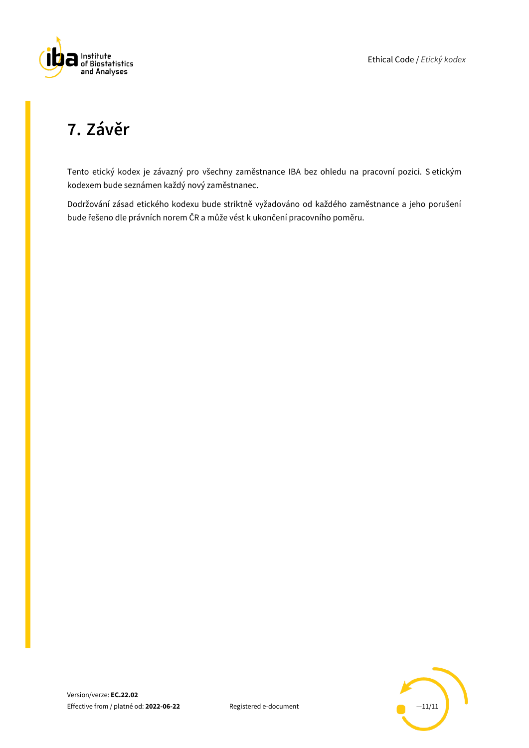# 7. Závěr

Tento etický kodex je závazný pro všechny zaměstnance IBA bez ohledu na pracovní pozici. S etickým kodexem bude seznámen každý nový zaměstnanec.

Dodržování zásad etického kodexu bude striktně vyžadováno od každého zaměstnance a jeho porušení bude řešeno dle právních norem ČR a může vést k ukončení pracovního poměru.